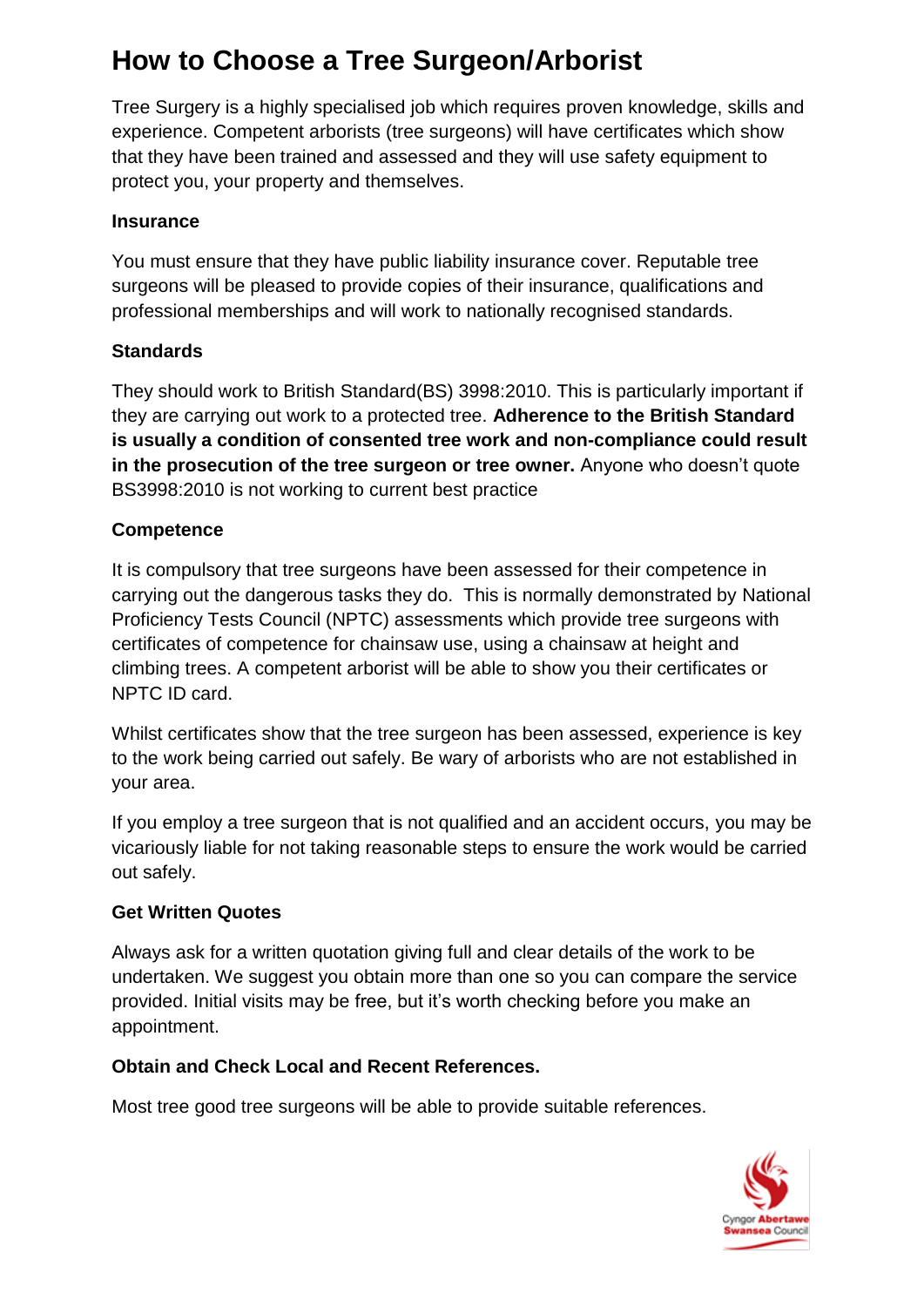# How to Choose a Tree Surgeon/Arborist

Tree Surgery is a highly specialised job which requires proven knowledge, skills and experience. Competent arborists (tree surgeons) will have certificates which show that they have been trained and assessed and they will use safety equipment to protect you, your property and themselves.

### Insurance

You must ensure that they have public liability insurance cover. Reputable tree surgeons will be pleased to provide copies of their insurance, qualifications and professional memberships and will work to nationally recognised standards.

### Standards

They should work to British Standard(BS) 3998:2010. This is particularly important if they are carrying out work to a protected tree. **Adherence to the British Standard is usually a condition of consented tree work and non-compliance could result in the prosecution of the tree surgeon or tree owner.** Anyone who doesn't quote BS3998:2010 is not working to current best practice

### Competence

It is compulsory that tree surgeons have been assessed for their competence in carrying out the dangerous tasks they do. This is normally demonstrated by National Proficiency Tests Council (NPTC) assessments which provide tree surgeons with certificates of competence for chainsaw use, using a chainsaw at height and climbing trees. A competent arborist will be able to show you their certificates or NPTC ID card.

Whilst certificates show that the tree surgeon has been assessed, experience is key to the work being carried out safely. Be wary of arborists who are not established in your area.

If you employ a tree surgeon that is not qualified and an accident occurs, you may be vicariously liable for not taking reasonable steps to ensure the work would be carried out safely.

### Get Written Quotes

Always ask for a written quotation giving full and clear details of the work to be undertaken. We suggest you obtain more than one so you can compare the service provided. Initial visits may be free, but it's worth checking before you make an appointment.

### Obtain and Check Local and Recent References.

Most tree good tree surgeons will be able to provide suitable references.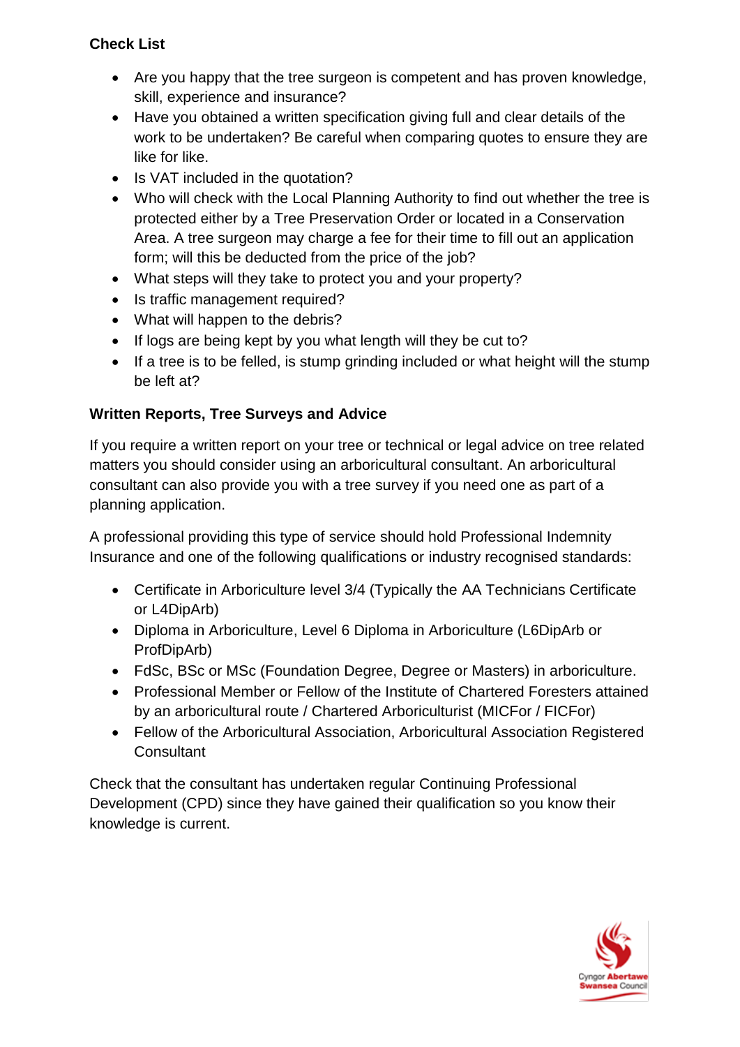**Check List**

- Are you happy that the tree surgeon is competent and has proven knowledge, skill, experience and insurance?
- Have you obtained a written specification giving full and clear details of the work to be undertaken? Be careful when comparing quotes to ensure they are like for like.
- Is VAT included in the quotation?
- Who will check with the Local Planning Authority to find out whether the tree is protected either by a Tree Preservation Order or located in a Conservation Area. A tree surgeon may charge a fee for their time to fill out an application form; will this be deducted from the price of the job?
- What steps will they take to protect you and your property?
- Is traffic management required?
- What will happen to the debris?
- If logs are being kept by you what length will they be cut to?
- If a tree is to be felled, is stump grinding included or what height will the stump be left at?

**Written Reports, Tree Surveys and Advice**

If you require a written report on your tree or technical or legal advice on tree related matters you should consider using an arboricultural consultant. An arboricultural consultant can also provide you with a tree survey if you need one as part of a planning application.

A professional providing this type of service should hold Professional Indemnity Insurance and one of the following qualifications or industry recognised standards:

- Certificate in Arboriculture level 3/4 (Typically the AA Technicians Certificate or L4DipArb)
- Diploma in Arboriculture, Level 6 Diploma in Arboriculture (L6DipArb or ProfDipArb)
- FdSc, BSc or MSc (Foundation Degree, Degree or Masters) in arboriculture.
- Professional Member or Fellow of the Institute of Chartered Foresters attained by an arboricultural route / Chartered Arboriculturist (MICFor / FICFor)
- Fellow of the Arboricultural Association, Arboricultural Association Registered Consultant

Check that the consultant has undertaken regular Continuing Professional Development (CPD) since they have gained their qualification so you know their knowledge is current.